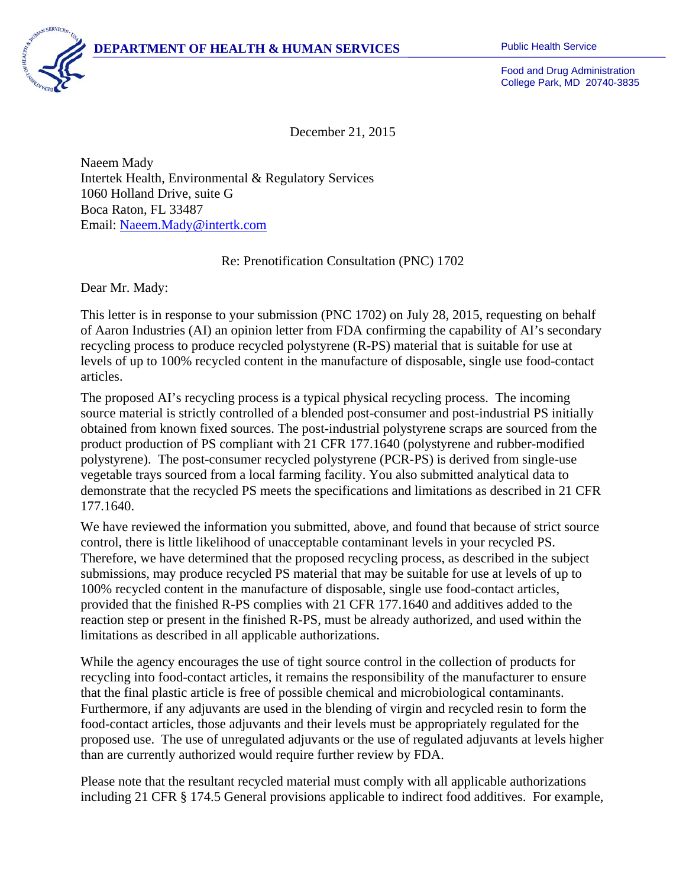**DEPARTMENT OF HEALTH & HUMAN SERVICES**

Public Health Service

Food and Drug Administration
College Park, MD 20740-3835

December 21, 2015

Naeem Mady
Intertek Health, Environmental & Regulatory Services
1060 Holland Drive, suite G
Boca Raton, FL 33487
Email: Naeem.Mady@intertk.com

Re: Prenotification Consultation (PNC) 1702

Dear Mr. Mady:

This letter is in response to your submission (PNC 1702) on July 28, 2015, requesting on behalf of Aaron Industries (AI) an opinion letter from FDA confirming the capability of AI's secondary recycling process to produce recycled polystyrene (R-PS) material that is suitable for use at levels of up to 100% recycled content in the manufacture of disposable, single use food-contact articles.

The proposed AI's recycling process is a typical physical recycling process. The incoming source material is strictly controlled of a blended post-consumer and post-industrial PS initially obtained from known fixed sources. The post-industrial polystyrene scraps are sourced from the product production of PS compliant with 21 CFR 177.1640 (polystyrene and rubber-modified polystyrene). The post-consumer recycled polystyrene (PCR-PS) is derived from single-use vegetable trays sourced from a local farming facility. You also submitted analytical data to demonstrate that the recycled PS meets the specifications and limitations as described in 21 CFR 177.1640.

We have reviewed the information you submitted, above, and found that because of strict source control, there is little likelihood of unacceptable contaminant levels in your recycled PS. Therefore, we have determined that the proposed recycling process, as described in the subject submissions, may produce recycled PS material that may be suitable for use at levels of up to 100% recycled content in the manufacture of disposable, single use food-contact articles, provided that the finished R-PS complies with 21 CFR 177.1640 and additives added to the reaction step or present in the finished R-PS, must be already authorized, and used within the limitations as described in all applicable authorizations.

While the agency encourages the use of tight source control in the collection of products for recycling into food-contact articles, it remains the responsibility of the manufacturer to ensure that the final plastic article is free of possible chemical and microbiological contaminants. Furthermore, if any adjuvants are used in the blending of virgin and recycled resin to form the food-contact articles, those adjuvants and their levels must be appropriately regulated for the proposed use. The use of unregulated adjuvants or the use of regulated adjuvants at levels higher than are currently authorized would require further review by FDA.

Please note that the resultant recycled material must comply with all applicable authorizations including 21 CFR § 174.5 General provisions applicable to indirect food additives. For example,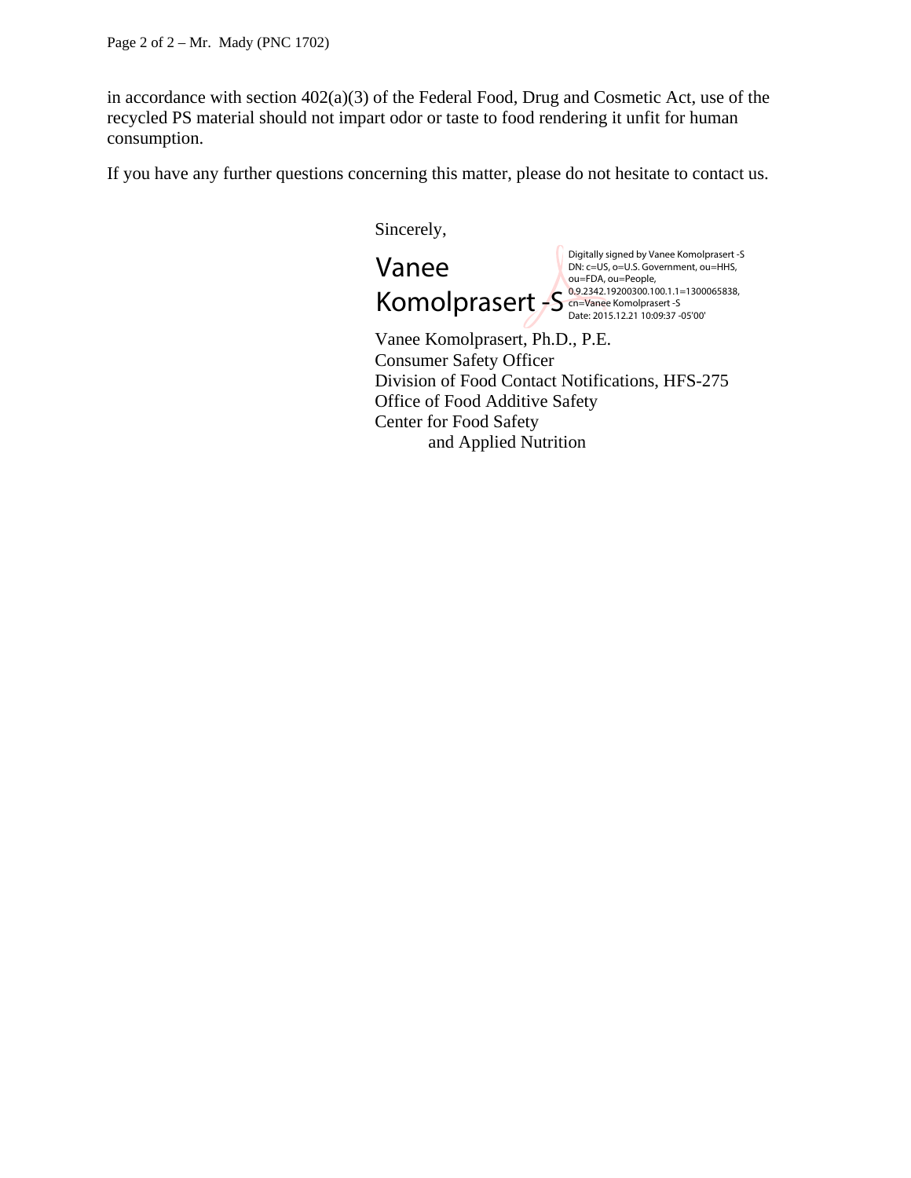in accordance with section 402(a)(3) of the Federal Food, Drug and Cosmetic Act, use of the recycled PS material should not impart odor or taste to food rendering it unfit for human consumption.

If you have any further questions concerning this matter, please do not hesitate to contact us.

Sincerely,

Vanee Komolprasert -S

Digitally signed by Vanee Komolprasert -S
DN: c=US, o=U.S. Government, ou=HHS, ou=FDA, ou=People, 0.9.2342.19200300.100.1.1=1300065838, cn=Vanee Komolprasert -S
Date: 2015.12.21 10:09:37 -05'00'

Vanee Komolprasert, Ph.D., P.E.
Consumer Safety Officer
Division of Food Contact Notifications, HFS-275
Office of Food Additive Safety
Center for Food Safety
and Applied Nutrition